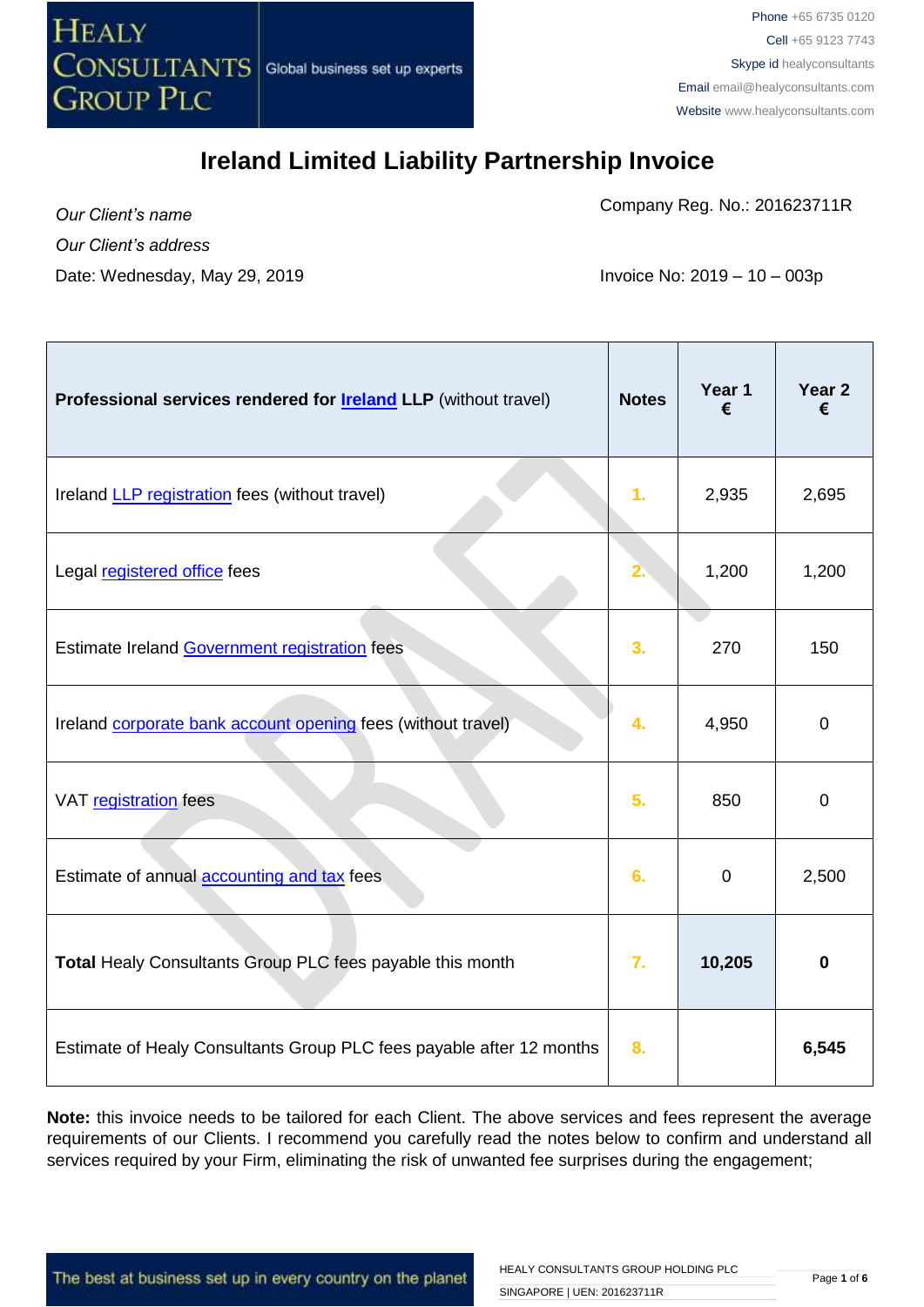# Ireland Limited Liability Partnership Invoice

*Our Client's name*

*Our Client's address*

Date: Wednesday, May 29, 2019

Company Reg. No.: 201623711R

Invoice No: 2019 – 10 – 003p

| **Professional services rendered for Ireland LLP** (without travel) | **Notes** | **Year 1 €** | **Year 2 €** |
|---|---|---|---|
| Ireland LLP registration fees (without travel) | 1. | 2,935 | 2,695 |
| Legal registered office fees | 2. | 1,200 | 1,200 |
| Estimate Ireland Government registration fees | 3. | 270 | 150 |
| Ireland corporate bank account opening fees (without travel) | 4. | 4,950 | 0 |
| VAT registration fees | 5. | 850 | 0 |
| Estimate of annual accounting and tax fees | 6. | 0 | 2,500 |
| **Total** Healy Consultants Group PLC fees payable this month | 7. | **10,205** | **0** |
| Estimate of Healy Consultants Group PLC fees payable after 12 months | 8. | | **6,545** |

**Note:** this invoice needs to be tailored for each Client. The above services and fees represent the average requirements of our Clients. I recommend you carefully read the notes below to confirm and understand all services required by your Firm, eliminating the risk of unwanted fee surprises during the engagement;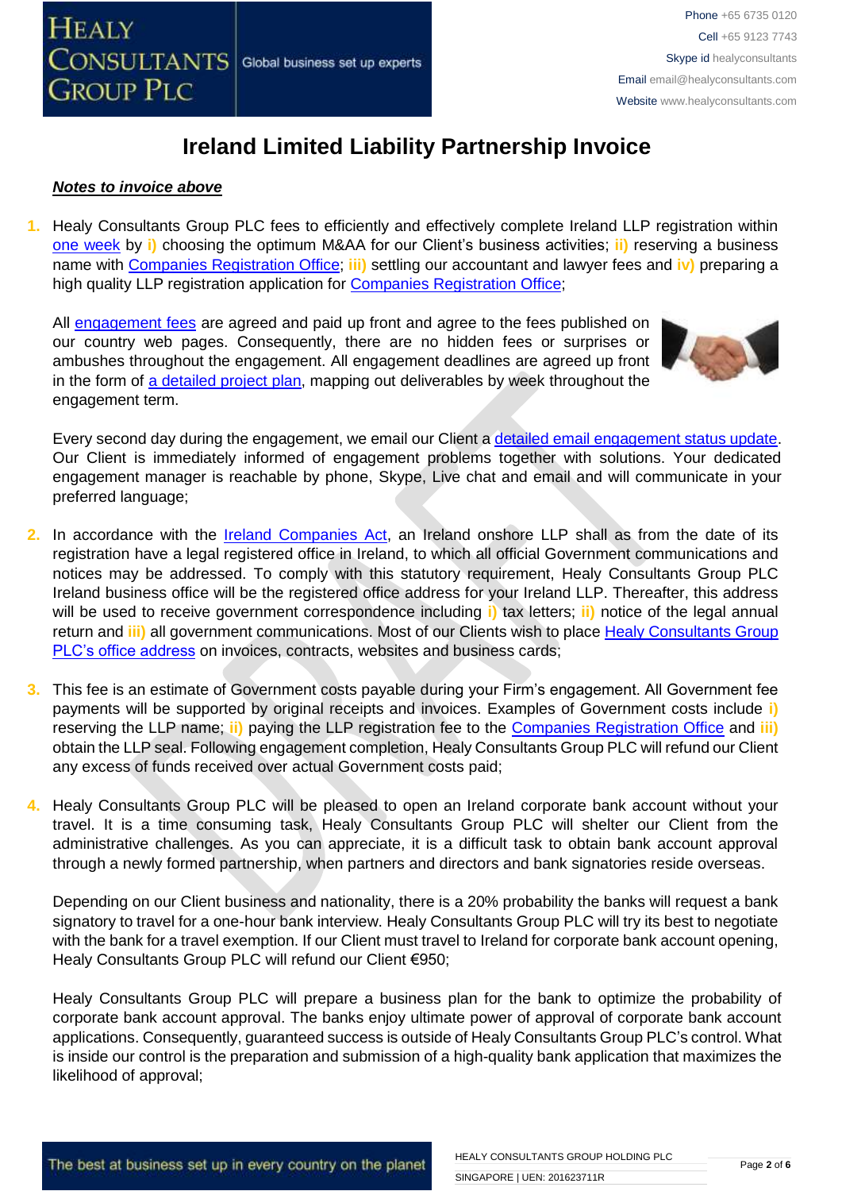# Ireland Limited Liability Partnership Invoice

***Notes to invoice above***

1. Healy Consultants Group PLC fees to efficiently and effectively complete Ireland LLP registration within one week by **i)** choosing the optimum M&AA for our Client's business activities; **ii)** reserving a business name with Companies Registration Office; **iii)** settling our accountant and lawyer fees and **iv)** preparing a high quality LLP registration application for Companies Registration Office;

   All engagement fees are agreed and paid up front and agree to the fees published on our country web pages. Consequently, there are no hidden fees or surprises or ambushes throughout the engagement. All engagement deadlines are agreed up front in the form of a detailed project plan, mapping out deliverables by week throughout the engagement term.

   Every second day during the engagement, we email our Client a detailed email engagement status update. Our Client is immediately informed of engagement problems together with solutions. Your dedicated engagement manager is reachable by phone, Skype, Live chat and email and will communicate in your preferred language;

2. In accordance with the Ireland Companies Act, an Ireland onshore LLP shall as from the date of its registration have a legal registered office in Ireland, to which all official Government communications and notices may be addressed. To comply with this statutory requirement, Healy Consultants Group PLC Ireland business office will be the registered office address for your Ireland LLP. Thereafter, this address will be used to receive government correspondence including **i)** tax letters; **ii)** notice of the legal annual return and **iii)** all government communications. Most of our Clients wish to place Healy Consultants Group PLC's office address on invoices, contracts, websites and business cards;

3. This fee is an estimate of Government costs payable during your Firm's engagement. All Government fee payments will be supported by original receipts and invoices. Examples of Government costs include **i)** reserving the LLP name; **ii)** paying the LLP registration fee to the Companies Registration Office and **iii)** obtain the LLP seal. Following engagement completion, Healy Consultants Group PLC will refund our Client any excess of funds received over actual Government costs paid;

4. Healy Consultants Group PLC will be pleased to open an Ireland corporate bank account without your travel. It is a time consuming task, Healy Consultants Group PLC will shelter our Client from the administrative challenges. As you can appreciate, it is a difficult task to obtain bank account approval through a newly formed partnership, when partners and directors and bank signatories reside overseas.

   Depending on our Client business and nationality, there is a 20% probability the banks will request a bank signatory to travel for a one-hour bank interview. Healy Consultants Group PLC will try its best to negotiate with the bank for a travel exemption. If our Client must travel to Ireland for corporate bank account opening, Healy Consultants Group PLC will refund our Client €950;

   Healy Consultants Group PLC will prepare a business plan for the bank to optimize the probability of corporate bank account approval. The banks enjoy ultimate power of approval of corporate bank account applications. Consequently, guaranteed success is outside of Healy Consultants Group PLC's control. What is inside our control is the preparation and submission of a high-quality bank application that maximizes the likelihood of approval;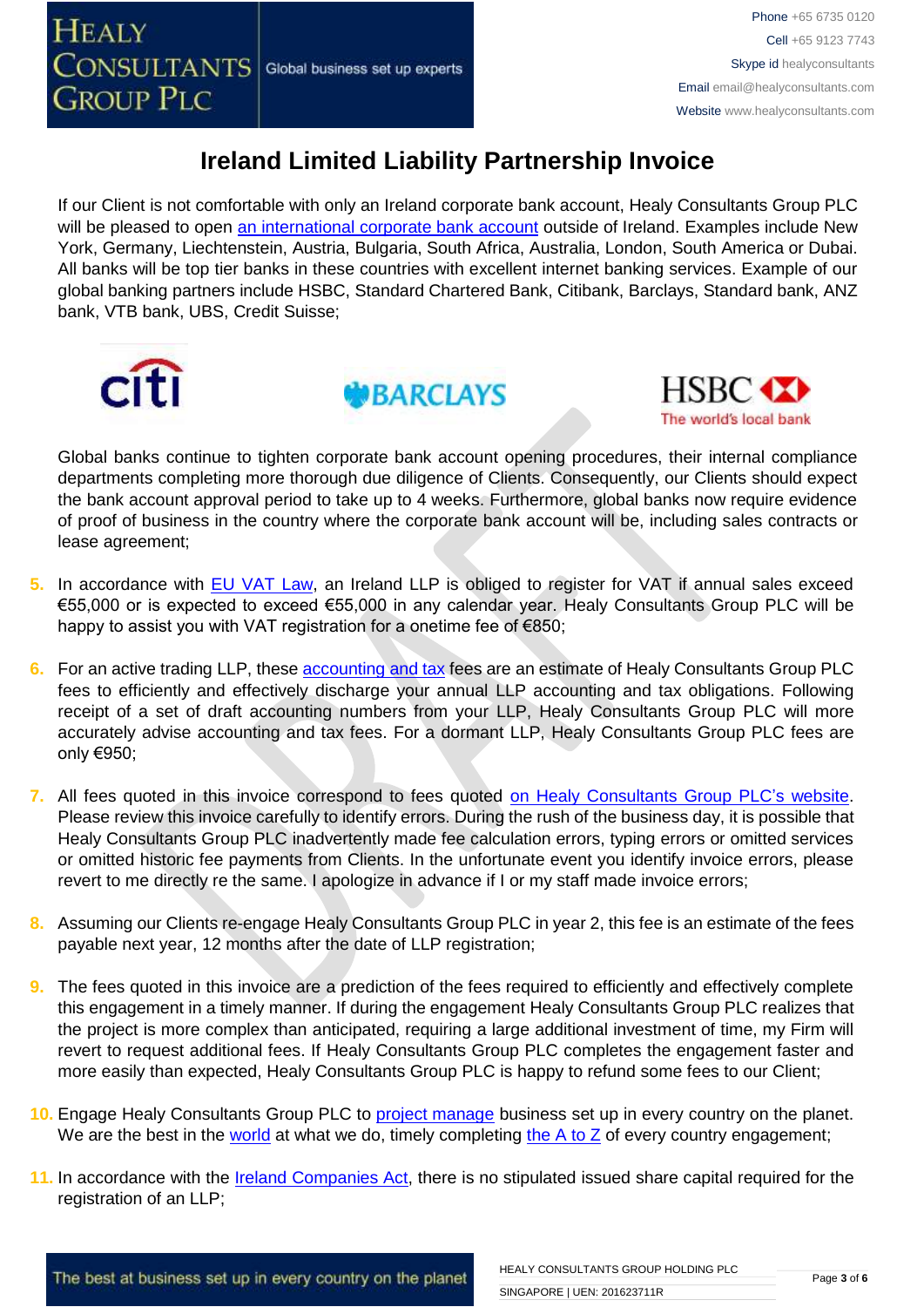# Ireland Limited Liability Partnership Invoice

If our Client is not comfortable with only an Ireland corporate bank account, Healy Consultants Group PLC will be pleased to open an international corporate bank account outside of Ireland. Examples include New York, Germany, Liechtenstein, Austria, Bulgaria, South Africa, Australia, London, South America or Dubai. All banks will be top tier banks in these countries with excellent internet banking services. Example of our global banking partners include HSBC, Standard Chartered Bank, Citibank, Barclays, Standard bank, ANZ bank, VTB bank, UBS, Credit Suisse;

Global banks continue to tighten corporate bank account opening procedures, their internal compliance departments completing more thorough due diligence of Clients. Consequently, our Clients should expect the bank account approval period to take up to 4 weeks. Furthermore, global banks now require evidence of proof of business in the country where the corporate bank account will be, including sales contracts or lease agreement;

5. In accordance with EU VAT Law, an Ireland LLP is obliged to register for VAT if annual sales exceed €55,000 or is expected to exceed €55,000 in any calendar year. Healy Consultants Group PLC will be happy to assist you with VAT registration for a onetime fee of €850;

6. For an active trading LLP, these accounting and tax fees are an estimate of Healy Consultants Group PLC fees to efficiently and effectively discharge your annual LLP accounting and tax obligations. Following receipt of a set of draft accounting numbers from your LLP, Healy Consultants Group PLC will more accurately advise accounting and tax fees. For a dormant LLP, Healy Consultants Group PLC fees are only €950;

7. All fees quoted in this invoice correspond to fees quoted on Healy Consultants Group PLC's website. Please review this invoice carefully to identify errors. During the rush of the business day, it is possible that Healy Consultants Group PLC inadvertently made fee calculation errors, typing errors or omitted services or omitted historic fee payments from Clients. In the unfortunate event you identify invoice errors, please revert to me directly re the same. I apologize in advance if I or my staff made invoice errors;

8. Assuming our Clients re-engage Healy Consultants Group PLC in year 2, this fee is an estimate of the fees payable next year, 12 months after the date of LLP registration;

9. The fees quoted in this invoice are a prediction of the fees required to efficiently and effectively complete this engagement in a timely manner. If during the engagement Healy Consultants Group PLC realizes that the project is more complex than anticipated, requiring a large additional investment of time, my Firm will revert to request additional fees. If Healy Consultants Group PLC completes the engagement faster and more easily than expected, Healy Consultants Group PLC is happy to refund some fees to our Client;

10. Engage Healy Consultants Group PLC to project manage business set up in every country on the planet. We are the best in the world at what we do, timely completing the A to Z of every country engagement;

11. In accordance with the Ireland Companies Act, there is no stipulated issued share capital required for the registration of an LLP;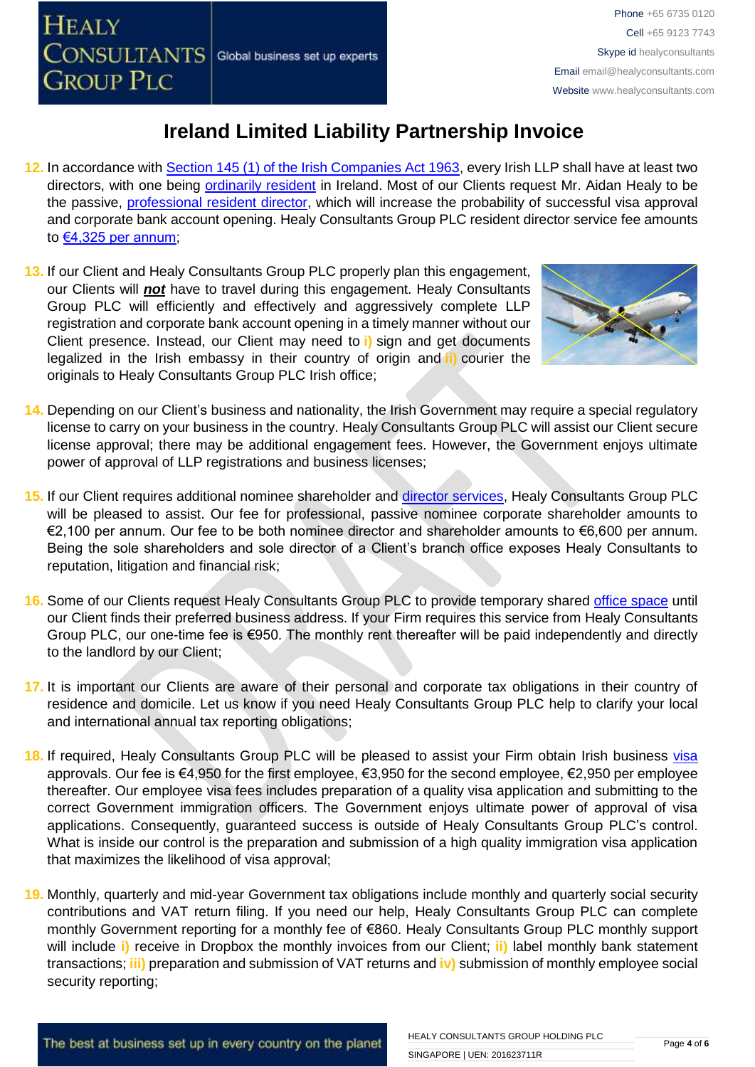# Ireland Limited Liability Partnership Invoice

12. In accordance with Section 145 (1) of the Irish Companies Act 1963, every Irish LLP shall have at least two directors, with one being ordinarily resident in Ireland. Most of our Clients request Mr. Aidan Healy to be the passive, professional resident director, which will increase the probability of successful visa approval and corporate bank account opening. Healy Consultants Group PLC resident director service fee amounts to €4,325 per annum;

13. If our Client and Healy Consultants Group PLC properly plan this engagement, our Clients will ***not*** have to travel during this engagement. Healy Consultants Group PLC will efficiently and effectively and aggressively complete LLP registration and corporate bank account opening in a timely manner without our Client presence. Instead, our Client may need to i) sign and get documents legalized in the Irish embassy in their country of origin and ii) courier the originals to Healy Consultants Group PLC Irish office;

14. Depending on our Client's business and nationality, the Irish Government may require a special regulatory license to carry on your business in the country. Healy Consultants Group PLC will assist our Client secure license approval; there may be additional engagement fees. However, the Government enjoys ultimate power of approval of LLP registrations and business licenses;

15. If our Client requires additional nominee shareholder and director services, Healy Consultants Group PLC will be pleased to assist. Our fee for professional, passive nominee corporate shareholder amounts to €2,100 per annum. Our fee to be both nominee director and shareholder amounts to €6,600 per annum. Being the sole shareholders and sole director of a Client's branch office exposes Healy Consultants to reputation, litigation and financial risk;

16. Some of our Clients request Healy Consultants Group PLC to provide temporary shared office space until our Client finds their preferred business address. If your Firm requires this service from Healy Consultants Group PLC, our one-time fee is €950. The monthly rent thereafter will be paid independently and directly to the landlord by our Client;

17. It is important our Clients are aware of their personal and corporate tax obligations in their country of residence and domicile. Let us know if you need Healy Consultants Group PLC help to clarify your local and international annual tax reporting obligations;

18. If required, Healy Consultants Group PLC will be pleased to assist your Firm obtain Irish business visa approvals. Our fee is €4,950 for the first employee, €3,950 for the second employee, €2,950 per employee thereafter. Our employee visa fees includes preparation of a quality visa application and submitting to the correct Government immigration officers. The Government enjoys ultimate power of approval of visa applications. Consequently, guaranteed success is outside of Healy Consultants Group PLC's control. What is inside our control is the preparation and submission of a high quality immigration visa application that maximizes the likelihood of visa approval;

19. Monthly, quarterly and mid-year Government tax obligations include monthly and quarterly social security contributions and VAT return filing. If you need our help, Healy Consultants Group PLC can complete monthly Government reporting for a monthly fee of €860. Healy Consultants Group PLC monthly support will include i) receive in Dropbox the monthly invoices from our Client; ii) label monthly bank statement transactions; iii) preparation and submission of VAT returns and iv) submission of monthly employee social security reporting;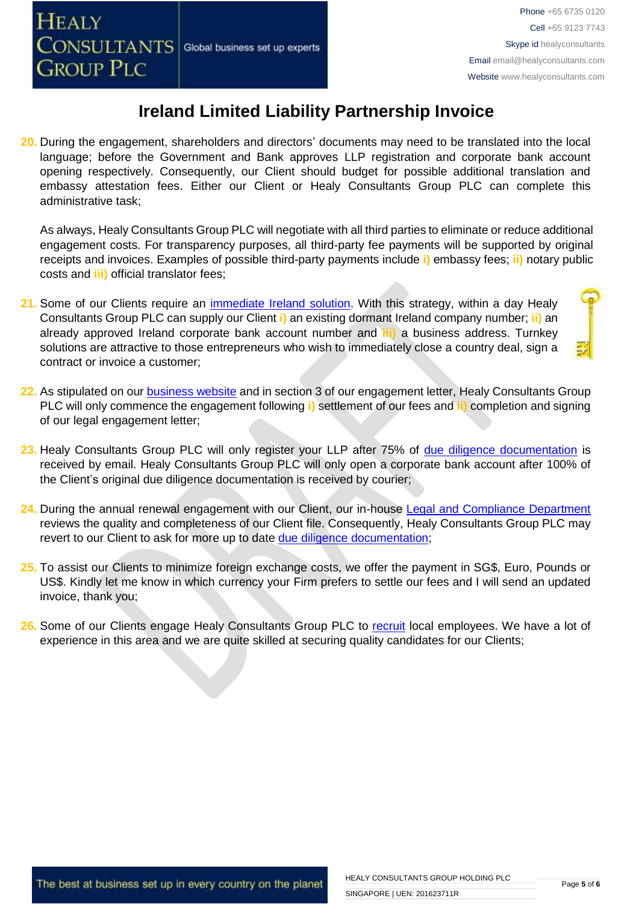# Ireland Limited Liability Partnership Invoice

20. During the engagement, shareholders and directors' documents may need to be translated into the local language; before the Government and Bank approves LLP registration and corporate bank account opening respectively. Consequently, our Client should budget for possible additional translation and embassy attestation fees. Either our Client or Healy Consultants Group PLC can complete this administrative task;

    As always, Healy Consultants Group PLC will negotiate with all third parties to eliminate or reduce additional engagement costs. For transparency purposes, all third-party fee payments will be supported by original receipts and invoices. Examples of possible third-party payments include **i)** embassy fees; **ii)** notary public costs and **iii)** official translator fees;

21. Some of our Clients require an [immediate Ireland solution](). With this strategy, within a day Healy Consultants Group PLC can supply our Client **i)** an existing dormant Ireland company number; **ii)** an already approved Ireland corporate bank account number and **iii)** a business address. Turnkey solutions are attractive to those entrepreneurs who wish to immediately close a country deal, sign a contract or invoice a customer;

22. As stipulated on our [business website]() and in section 3 of our engagement letter, Healy Consultants Group PLC will only commence the engagement following **i)** settlement of our fees and **ii)** completion and signing of our legal engagement letter;

23. Healy Consultants Group PLC will only register your LLP after 75% of [due diligence documentation]() is received by email. Healy Consultants Group PLC will only open a corporate bank account after 100% of the Client's original due diligence documentation is received by courier;

24. During the annual renewal engagement with our Client, our in-house [Legal and Compliance Department]() reviews the quality and completeness of our Client file. Consequently, Healy Consultants Group PLC may revert to our Client to ask for more up to date [due diligence documentation]();

25. To assist our Clients to minimize foreign exchange costs, we offer the payment in SG$, Euro, Pounds or US$. Kindly let me know in which currency your Firm prefers to settle our fees and I will send an updated invoice, thank you;

26. Some of our Clients engage Healy Consultants Group PLC to [recruit]() local employees. We have a lot of experience in this area and we are quite skilled at securing quality candidates for our Clients;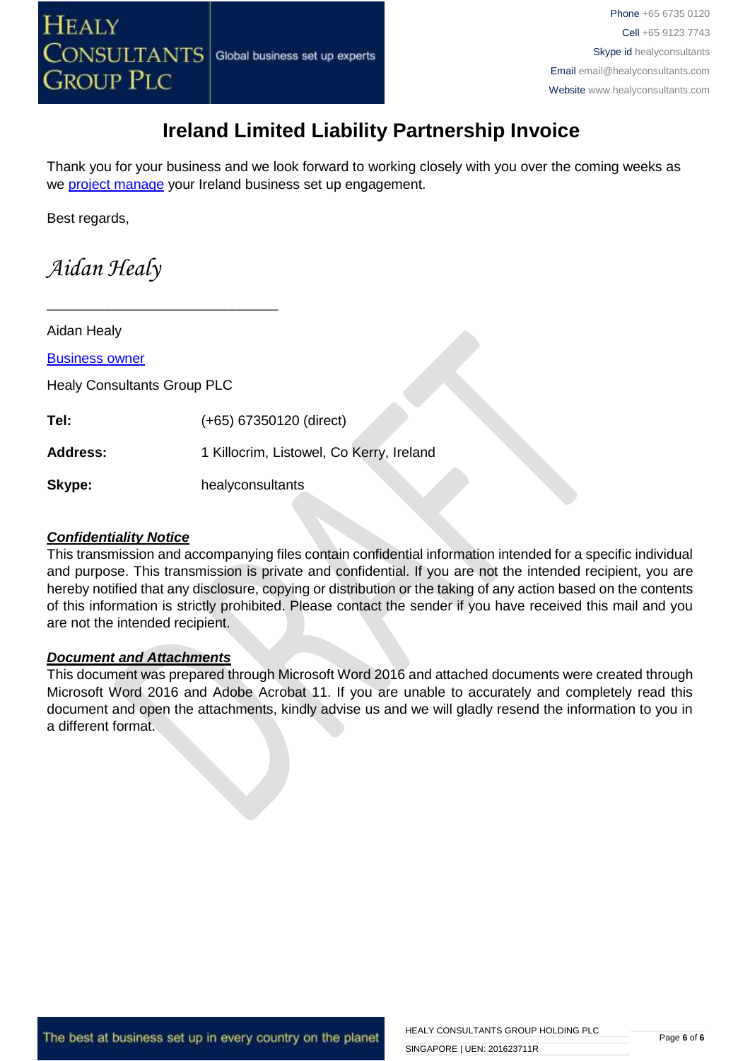# Ireland Limited Liability Partnership Invoice

Thank you for your business and we look forward to working closely with you over the coming weeks as we project manage your Ireland business set up engagement.

Best regards,

*Aidan Healy*

______________________________

Aidan Healy

Business owner

Healy Consultants Group PLC

| | |
|---|---|
| **Tel:** | (+65) 67350120 (direct) |
| **Address:** | 1 Killocrim, Listowel, Co Kerry, Ireland |
| **Skype:** | healyconsultants |

***Confidentiality Notice***

This transmission and accompanying files contain confidential information intended for a specific individual and purpose. This transmission is private and confidential. If you are not the intended recipient, you are hereby notified that any disclosure, copying or distribution or the taking of any action based on the contents of this information is strictly prohibited. Please contact the sender if you have received this mail and you are not the intended recipient.

***Document and Attachments***

This document was prepared through Microsoft Word 2016 and attached documents were created through Microsoft Word 2016 and Adobe Acrobat 11. If you are unable to accurately and completely read this document and open the attachments, kindly advise us and we will gladly resend the information to you in a different format.